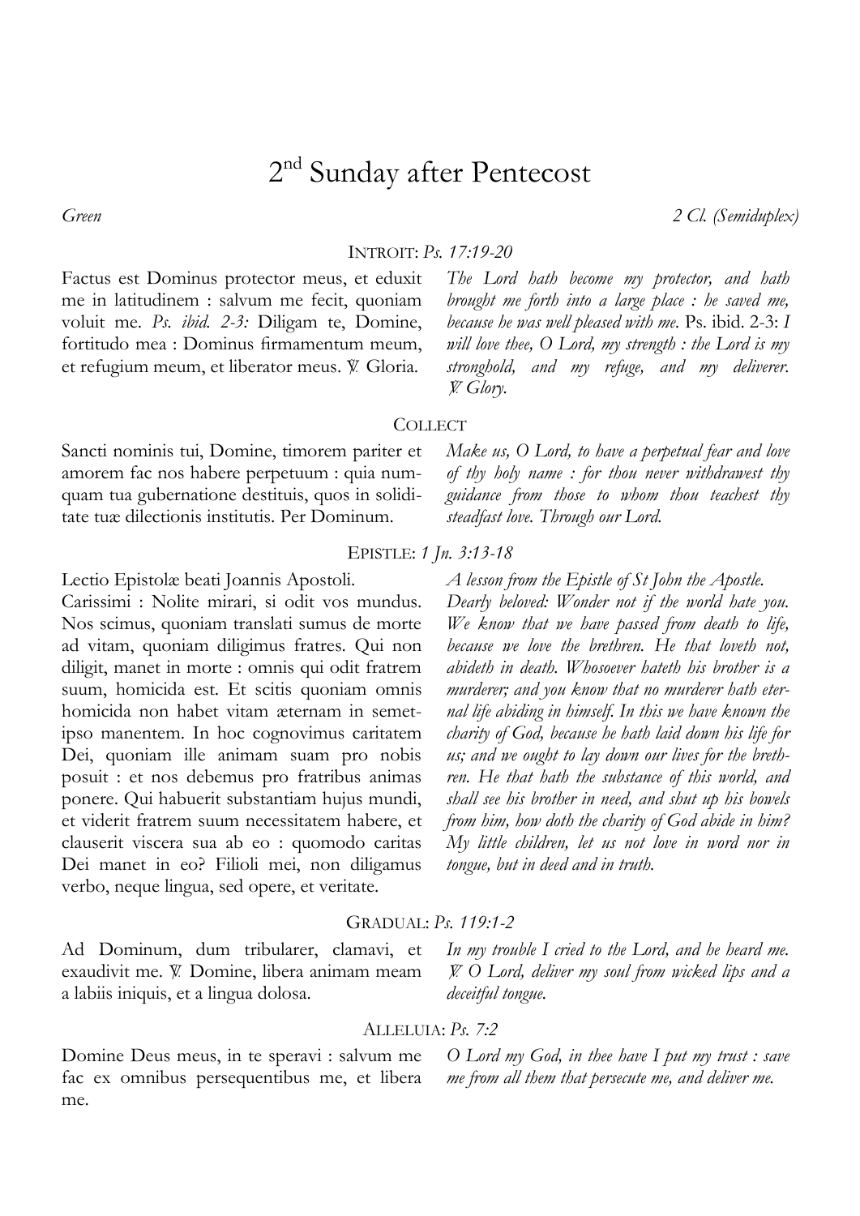# 2nd Sunday after Pentecost

*Green* *2 Cl. (Semiduplex)*

### INTROIT: *Ps. 17:19-20*

Factus est Dominus protector meus, et eduxit me in latitudinem : salvum me fecit, quoniam voluit me. *Ps. ibid. 2-3:* Diligam te, Domine, fortitudo mea : Dominus firmamentum meum, et refugium meum, et liberator meus. ℣. Gloria.

*The Lord hath become my protector, and hath brought me forth into a large place : he saved me, because he was well pleased with me.* Ps. ibid. 2-3: *I will love thee, O Lord, my strength : the Lord is my stronghold, and my refuge, and my deliverer. ℣. Glory.*

### COLLECT

Sancti nominis tui, Domine, timorem pariter et amorem fac nos habere perpetuum : quia numquam tua gubernatione destituis, quos in soliditate tuæ dilectionis institutis. Per Dominum.

*Make us, O Lord, to have a perpetual fear and love of thy holy name : for thou never withdrawest thy guidance from those to whom thou teachest thy steadfast love. Through our Lord.*

### EPISTLE: *1 Jn. 3:13-18*

Lectio Epistolæ beati Joannis Apostoli.
Carissimi : Nolite mirari, si odit vos mundus. Nos scimus, quoniam translati sumus de morte ad vitam, quoniam diligimus fratres. Qui non diligit, manet in morte : omnis qui odit fratrem suum, homicida est. Et scitis quoniam omnis homicida non habet vitam æternam in semetipso manentem. In hoc cognovimus caritatem Dei, quoniam ille animam suam pro nobis posuit : et nos debemus pro fratribus animas ponere. Qui habuerit substantiam hujus mundi, et viderit fratrem suum necessitatem habere, et clauserit viscera sua ab eo : quomodo caritas Dei manet in eo? Filioli mei, non diligamus verbo, neque lingua, sed opere, et veritate.

*A lesson from the Epistle of St John the Apostle.*
*Dearly beloved: Wonder not if the world hate you. We know that we have passed from death to life, because we love the brethren. He that loveth not, abideth in death. Whosoever hateth his brother is a murderer; and you know that no murderer hath eternal life abiding in himself. In this we have known the charity of God, because he hath laid down his life for us; and we ought to lay down our lives for the brethren. He that hath the substance of this world, and shall see his brother in need, and shut up his bowels from him, how doth the charity of God abide in him? My little children, let us not love in word nor in tongue, but in deed and in truth.*

### GRADUAL: *Ps. 119:1-2*

Ad Dominum, dum tribularer, clamavi, et exaudivit me. ℣. Domine, libera animam meam a labiis iniquis, et a lingua dolosa.

*In my trouble I cried to the Lord, and he heard me. ℣. O Lord, deliver my soul from wicked lips and a deceitful tongue.*

### ALLELUIA: *Ps. 7:2*

Domine Deus meus, in te speravi : salvum me fac ex omnibus persequentibus me, et libera me.

*O Lord my God, in thee have I put my trust : save me from all them that persecute me, and deliver me.*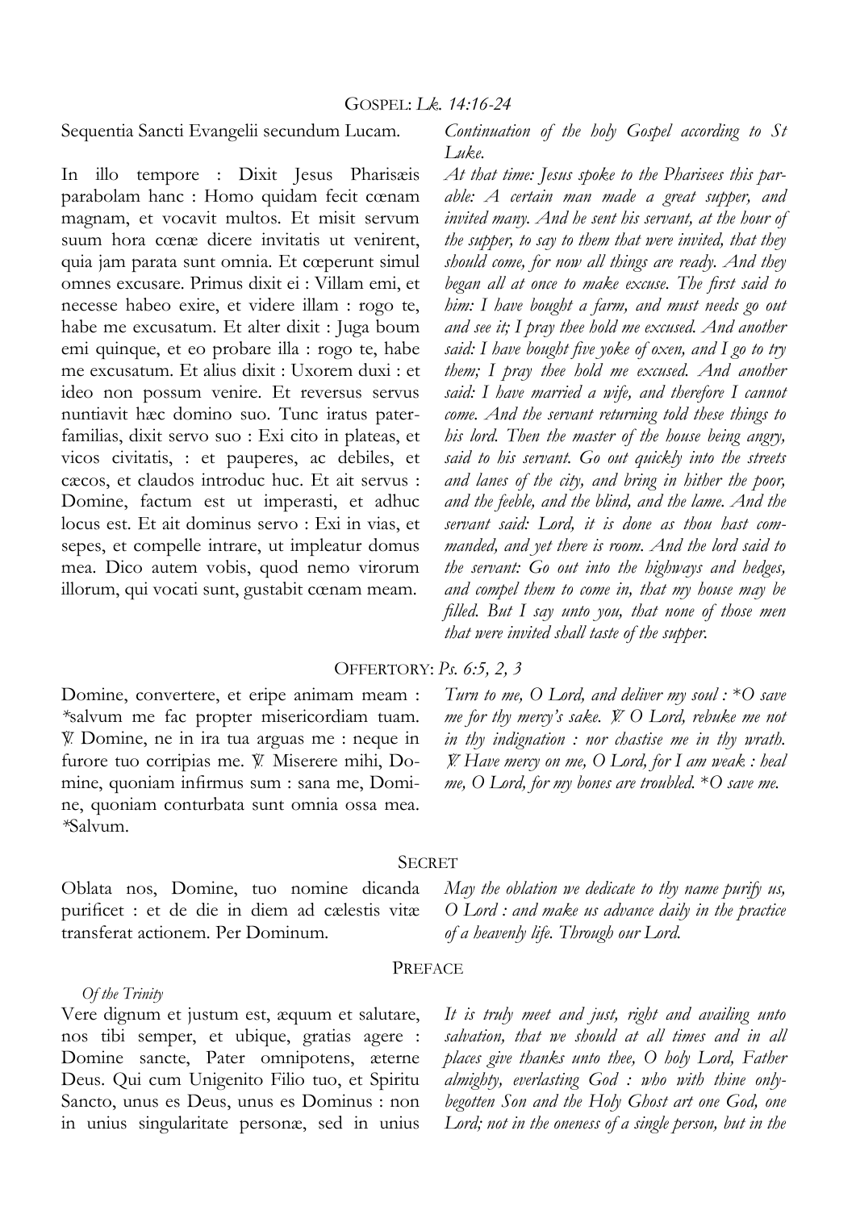## GOSPEL: *Lk. 14:16-24*

Sequentia Sancti Evangelii secundum Lucam.

*Continuation of the holy Gospel according to St Luke.*

In illo tempore : Dixit Jesus Pharisæis parabolam hanc : Homo quidam fecit cœnam magnam, et vocavit multos. Et misit servum suum hora cœnæ dicere invitatis ut venirent, quia jam parata sunt omnia. Et cœperunt simul omnes excusare. Primus dixit ei : Villam emi, et necesse habeo exire, et videre illam : rogo te, habe me excusatum. Et alter dixit : Juga boum emi quinque, et eo probare illa : rogo te, habe me excusatum. Et alius dixit : Uxorem duxi : et ideo non possum venire. Et reversus servus nuntiavit hæc domino suo. Tunc iratus paterfamilias, dixit servo suo : Exi cito in plateas, et vicos civitatis, : et pauperes, ac debiles, et cæcos, et claudos introduc huc. Et ait servus : Domine, factum est ut imperasti, et adhuc locus est. Et ait dominus servo : Exi in vias, et sepes, et compelle intrare, ut impleatur domus mea. Dico autem vobis, quod nemo virorum illorum, qui vocati sunt, gustabit cœnam meam.

*At that time: Jesus spoke to the Pharisees this parable: A certain man made a great supper, and invited many. And he sent his servant, at the hour of the supper, to say to them that were invited, that they should come, for now all things are ready. And they began all at once to make excuse. The first said to him: I have bought a farm, and must needs go out and see it; I pray thee hold me excused. And another said: I have bought five yoke of oxen, and I go to try them; I pray thee hold me excused. And another said: I have married a wife, and therefore I cannot come. And the servant returning told these things to his lord. Then the master of the house being angry, said to his servant. Go out quickly into the streets and lanes of the city, and bring in hither the poor, and the feeble, and the blind, and the lame. And the servant said: Lord, it is done as thou hast commanded, and yet there is room. And the lord said to the servant: Go out into the highways and hedges, and compel them to come in, that my house may be filled. But I say unto you, that none of those men that were invited shall taste of the supper.*

## OFFERTORY: *Ps. 6:5, 2, 3*

Domine, convertere, et eripe animam meam : *salvum me fac propter misericordiam tuam. ℣. Domine, ne in ira tua arguas me : neque in furore tuo corripias me. ℣. Miserere mihi, Domine, quoniam infirmus sum : sana me, Domine, quoniam conturbata sunt omnia ossa mea. *Salvum.

*Turn to me, O Lord, and deliver my soul : *O save me for thy mercy's sake. ℣. O Lord, rebuke me not in thy indignation : nor chastise me in thy wrath. ℣. Have mercy on me, O Lord, for I am weak : heal me, O Lord, for my bones are troubled. *O save me.*

## SECRET

Oblata nos, Domine, tuo nomine dicanda purificet : et de die in diem ad cælestis vitæ transferat actionem. Per Dominum.

*May the oblation we dedicate to thy name purify us, O Lord : and make us advance daily in the practice of a heavenly life. Through our Lord.*

## PREFACE

*Of the Trinity*

Vere dignum et justum est, æquum et salutare, nos tibi semper, et ubique, gratias agere : Domine sancte, Pater omnipotens, æterne Deus. Qui cum Unigenito Filio tuo, et Spiritu Sancto, unus es Deus, unus es Dominus : non in unius singularitate personæ, sed in unius

*It is truly meet and just, right and availing unto salvation, that we should at all times and in all places give thanks unto thee, O holy Lord, Father almighty, everlasting God : who with thine only-begotten Son and the Holy Ghost art one God, one Lord; not in the oneness of a single person, but in the*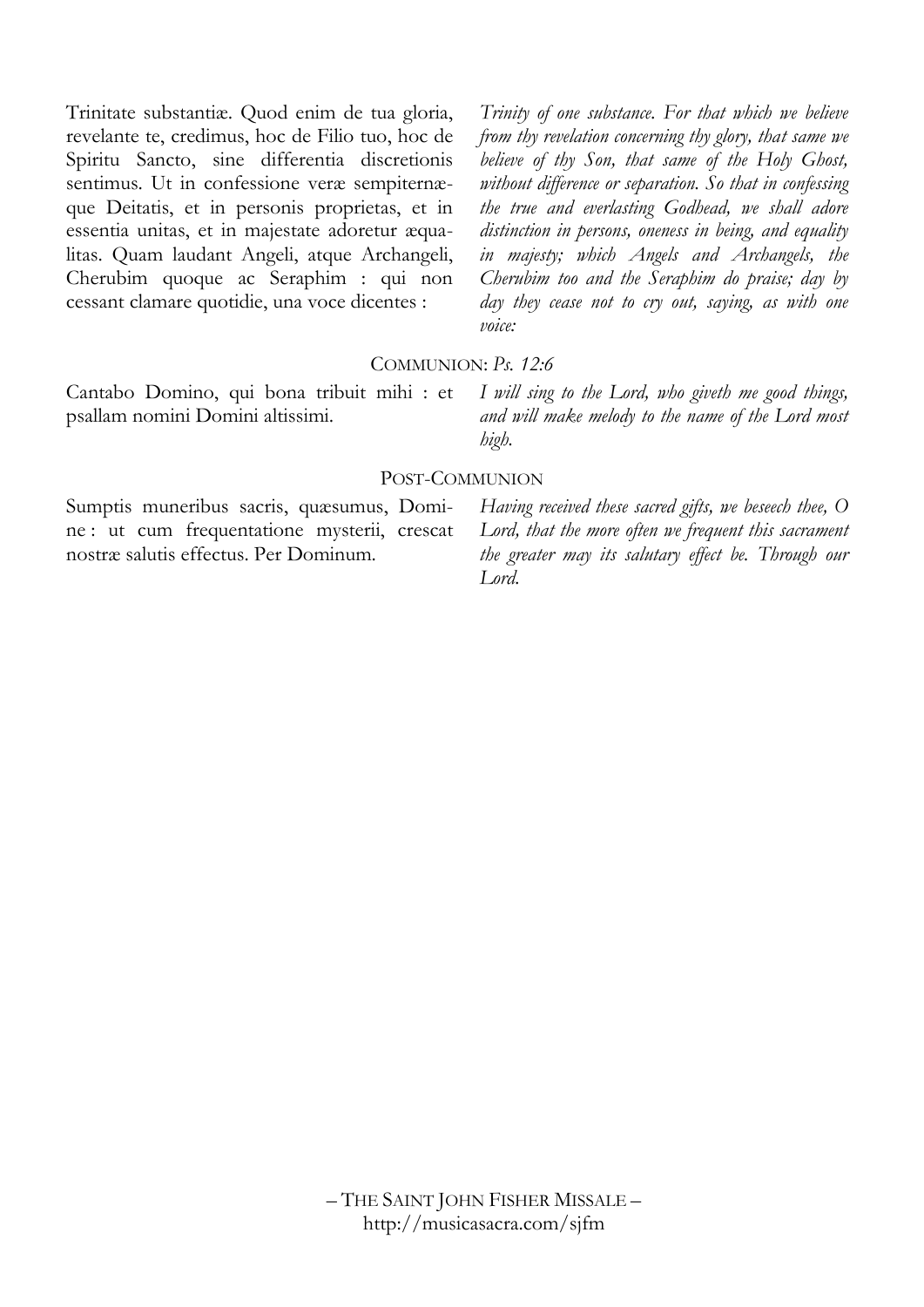Trinitate substantiæ. Quod enim de tua gloria, revelante te, credimus, hoc de Filio tuo, hoc de Spiritu Sancto, sine differentia discretionis sentimus. Ut in confessione veræ sempiternæque Deitatis, et in personis proprietas, et in essentia unitas, et in majestate adoretur æqualitas. Quam laudant Angeli, atque Archangeli, Cherubim quoque ac Seraphim : qui non cessant clamare quotidie, una voce dicentes :

*Trinity of one substance. For that which we believe from thy revelation concerning thy glory, that same we believe of thy Son, that same of the Holy Ghost, without difference or separation. So that in confessing the true and everlasting Godhead, we shall adore distinction in persons, oneness in being, and equality in majesty; which Angels and Archangels, the Cherubim too and the Seraphim do praise; day by day they cease not to cry out, saying, as with one voice:*

### COMMUNION: *Ps. 12:6*

Cantabo Domino, qui bona tribuit mihi : et psallam nomini Domini altissimi.

*I will sing to the Lord, who giveth me good things, and will make melody to the name of the Lord most high.*

### POST-COMMUNION

Sumptis muneribus sacris, quæsumus, Domine : ut cum frequentatione mysterii, crescat nostræ salutis effectus. Per Dominum.

*Having received these sacred gifts, we beseech thee, O Lord, that the more often we frequent this sacrament the greater may its salutary effect be. Through our Lord.*